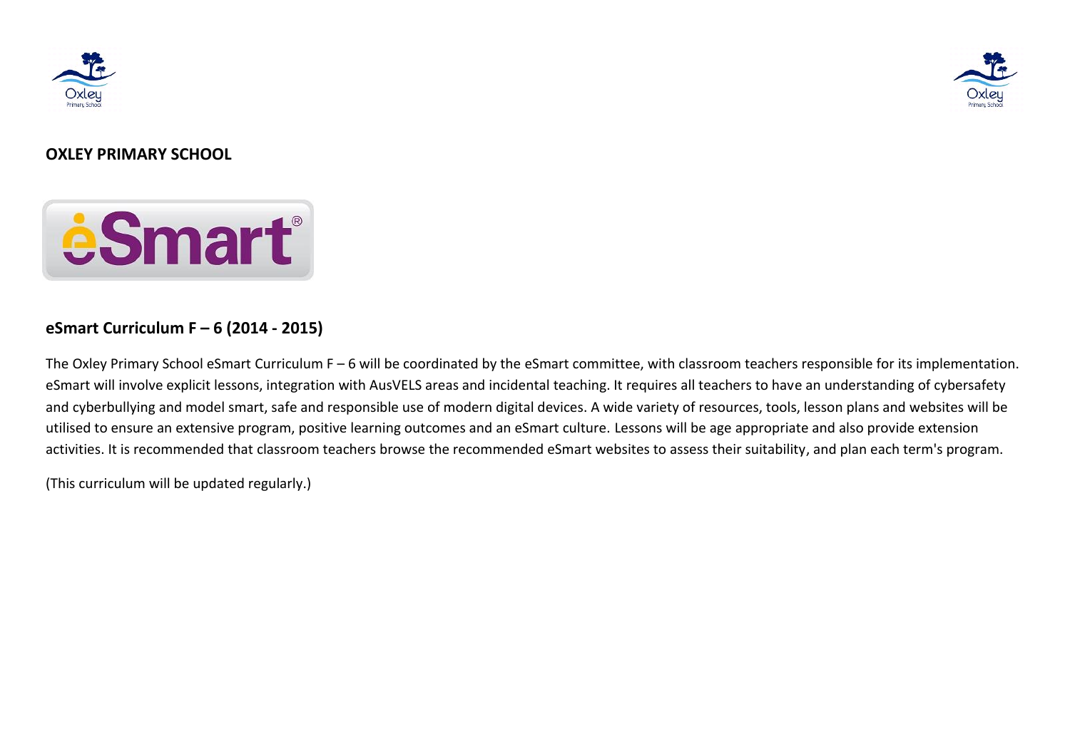**OXLEY PRIMARY SCHOOL**

## eSmart Curriculum F – 6 (2014 - 2015)

The Oxley Primary School eSmart Curriculum F – 6 will be coordinated by the eSmart committee, with classroom teachers responsible for its implementation. eSmart will involve explicit lessons, integration with AusVELS areas and incidental teaching. It requires all teachers to have an understanding of cybersafety and cyberbullying and model smart, safe and responsible use of modern digital devices. A wide variety of resources, tools, lesson plans and websites will be utilised to ensure an extensive program, positive learning outcomes and an eSmart culture. Lessons will be age appropriate and also provide extension activities. It is recommended that classroom teachers browse the recommended eSmart websites to assess their suitability, and plan each term's program.

(This curriculum will be updated regularly.)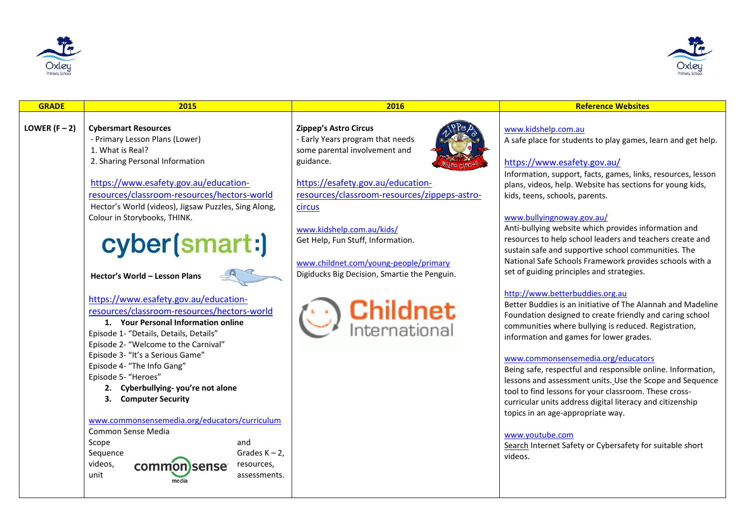| GRADE | 2015 | 2016 | Reference Websites |
|---|---|---|---|
| LOWER (F – 2) | **Cybersmart Resources**<br>- Primary Lesson Plans (Lower)<br>1. What is Real?<br>2. Sharing Personal Information<br><br>https://www.esafety.gov.au/education-resources/classroom-resources/hectors-world<br>Hector's World (videos), Jigsaw Puzzles, Sing Along, Colour in Storybooks, THINK.<br><br>cyber(smart:)<br><br>**Hector's World – Lesson Plans**<br><br>https://www.esafety.gov.au/education-resources/classroom-resources/hectors-world<br>**1. Your Personal Information online**<br>Episode 1- "Details, Details, Details"<br>Episode 2- "Welcome to the Carnival"<br>Episode 3- "It's a Serious Game"<br>Episode 4- "The Info Gang"<br>Episode 5- "Heroes"<br>**2. Cyberbullying- you're not alone**<br>**3. Computer Security**<br><br>www.commonsensemedia.org/educators/curriculum<br>Common Sense Media Scope and Sequence Grades K – 2, videos, resources, unit assessments. | **Zippep's Astro Circus**<br>- Early Years program that needs some parental involvement and guidance.<br><br>https://esafety.gov.au/education-resources/classroom-resources/zippeps-astro-circus<br><br>www.kidshelp.com.au/kids/<br>Get Help, Fun Stuff, Information.<br><br>www.childnet.com/young-people/primary<br>Digiducks Big Decision, Smartie the Penguin.<br><br>Childnet International | www.kidshelp.com.au<br>A safe place for students to play games, learn and get help.<br><br>https://www.esafety.gov.au/<br>Information, support, facts, games, links, resources, lesson plans, videos, help. Website has sections for young kids, kids, teens, schools, parents.<br><br>www.bullyingnoway.gov.au/<br>Anti-bullying website which provides information and resources to help school leaders and teachers create and sustain safe and supportive school communities. The National Safe Schools Framework provides schools with a set of guiding principles and strategies.<br><br>http://www.betterbuddies.org.au<br>Better Buddies is an initiative of The Alannah and Madeline Foundation designed to create friendly and caring school communities where bullying is reduced. Registration, information and games for lower grades.<br><br>www.commonsensemedia.org/educators<br>Being safe, respectful and responsible online. Information, lessons and assessment units. Use the Scope and Sequence tool to find lessons for your classroom. These cross-curricular units address digital literacy and citizenship topics in an age-appropriate way.<br><br>www.youtube.com<br>Search Internet Safety or Cybersafety for suitable short videos. |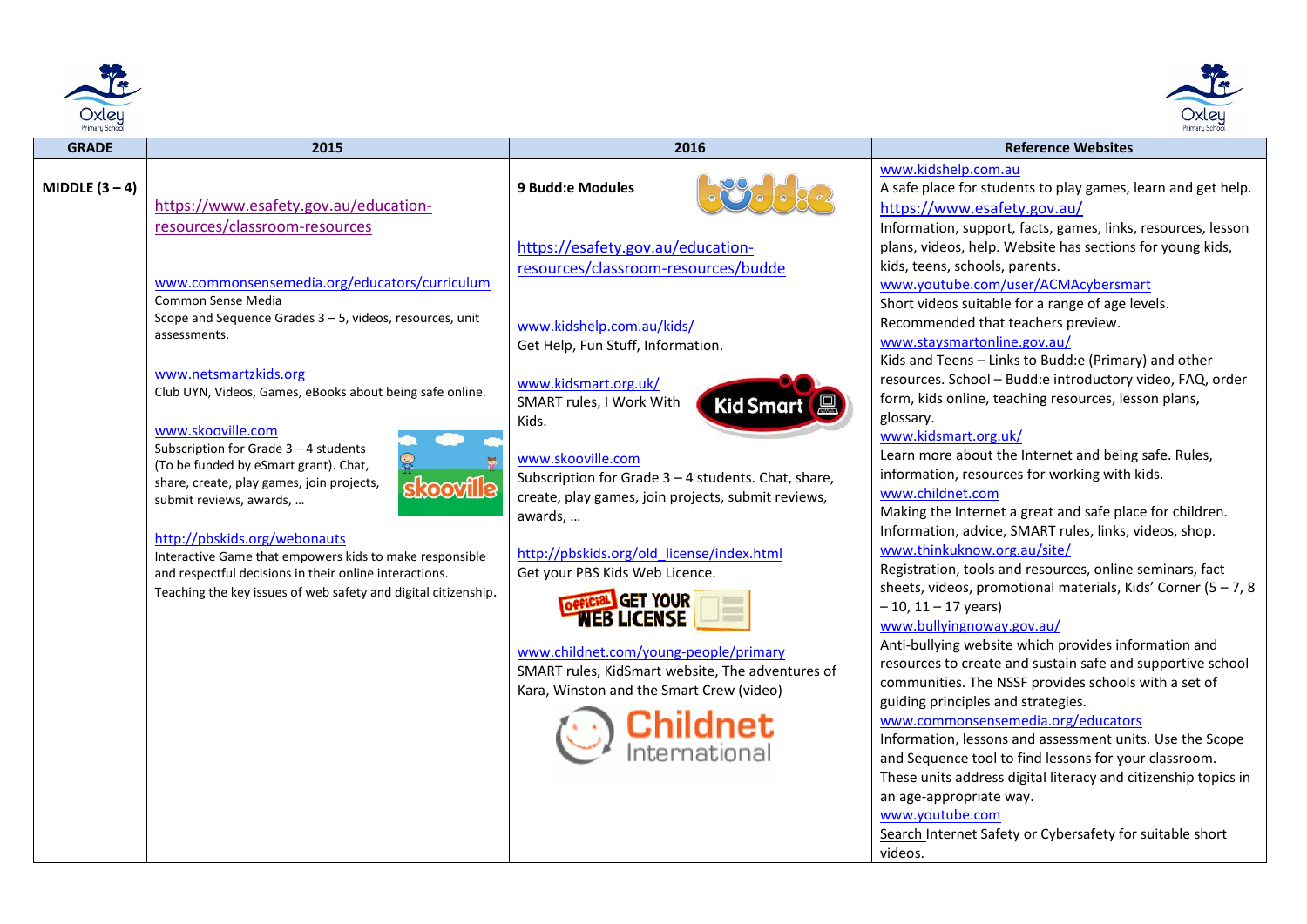| GRADE | 2015 | 2016 | Reference Websites |
|---|---|---|---|
| MIDDLE (3 – 4) | https://www.esafety.gov.au/education-resources/classroom-resources<br><br>www.commonsensemedia.org/educators/curriculum<br>Common Sense Media<br>Scope and Sequence Grades 3 – 5, videos, resources, unit assessments.<br><br>www.netsmartzkids.org<br>Club UYN, Videos, Games, eBooks about being safe online.<br><br>www.skooville.com<br>Subscription for Grade 3 – 4 students (To be funded by eSmart grant). Chat, share, create, play games, join projects, submit reviews, awards, …<br><br>http://pbskids.org/webonauts<br>Interactive Game that empowers kids to make responsible and respectful decisions in their online interactions.<br>Teaching the key issues of web safety and digital citizenship. | **9 Budd:e Modules**<br><br>https://esafety.gov.au/education-resources/classroom-resources/budde<br><br>www.kidshelp.com.au/kids/<br>Get Help, Fun Stuff, Information.<br><br>www.kidsmart.org.uk/<br>SMART rules, I Work With Kids.<br><br>www.skooville.com<br>Subscription for Grade 3 – 4 students. Chat, share, create, play games, join projects, submit reviews, awards, …<br><br>http://pbskids.org/old_license/index.html<br>Get your PBS Kids Web Licence.<br><br>www.childnet.com/young-people/primary<br>SMART rules, KidSmart website, The adventures of Kara, Winston and the Smart Crew (video) | www.kidshelp.com.au<br>A safe place for students to play games, learn and get help.<br>https://www.esafety.gov.au/<br>Information, support, facts, games, links, resources, lesson plans, videos, help. Website has sections for young kids, kids, teens, schools, parents.<br>www.youtube.com/user/ACMAcybersmart<br>Short videos suitable for a range of age levels. Recommended that teachers preview.<br>www.staysmartonline.gov.au/<br>Kids and Teens – Links to Budd:e (Primary) and other resources. School – Budd:e introductory video, FAQ, order form, kids online, teaching resources, lesson plans, glossary.<br>www.kidsmart.org.uk/<br>Learn more about the Internet and being safe. Rules, information, resources for working with kids.<br>www.childnet.com<br>Making the Internet a great and safe place for children. Information, advice, SMART rules, links, videos, shop.<br>www.thinkuknow.org.au/site/<br>Registration, tools and resources, online seminars, fact sheets, videos, promotional materials, Kids' Corner (5 – 7, 8 – 10, 11 – 17 years)<br>www.bullyingnoway.gov.au/<br>Anti-bullying website which provides information and resources to create and sustain safe and supportive school communities. The NSSF provides schools with a set of guiding principles and strategies.<br>www.commonsensemedia.org/educators<br>Information, lessons and assessment units. Use the Scope and Sequence tool to find lessons for your classroom. These units address digital literacy and citizenship topics in an age-appropriate way.<br>www.youtube.com<br>Search Internet Safety or Cybersafety for suitable short videos. |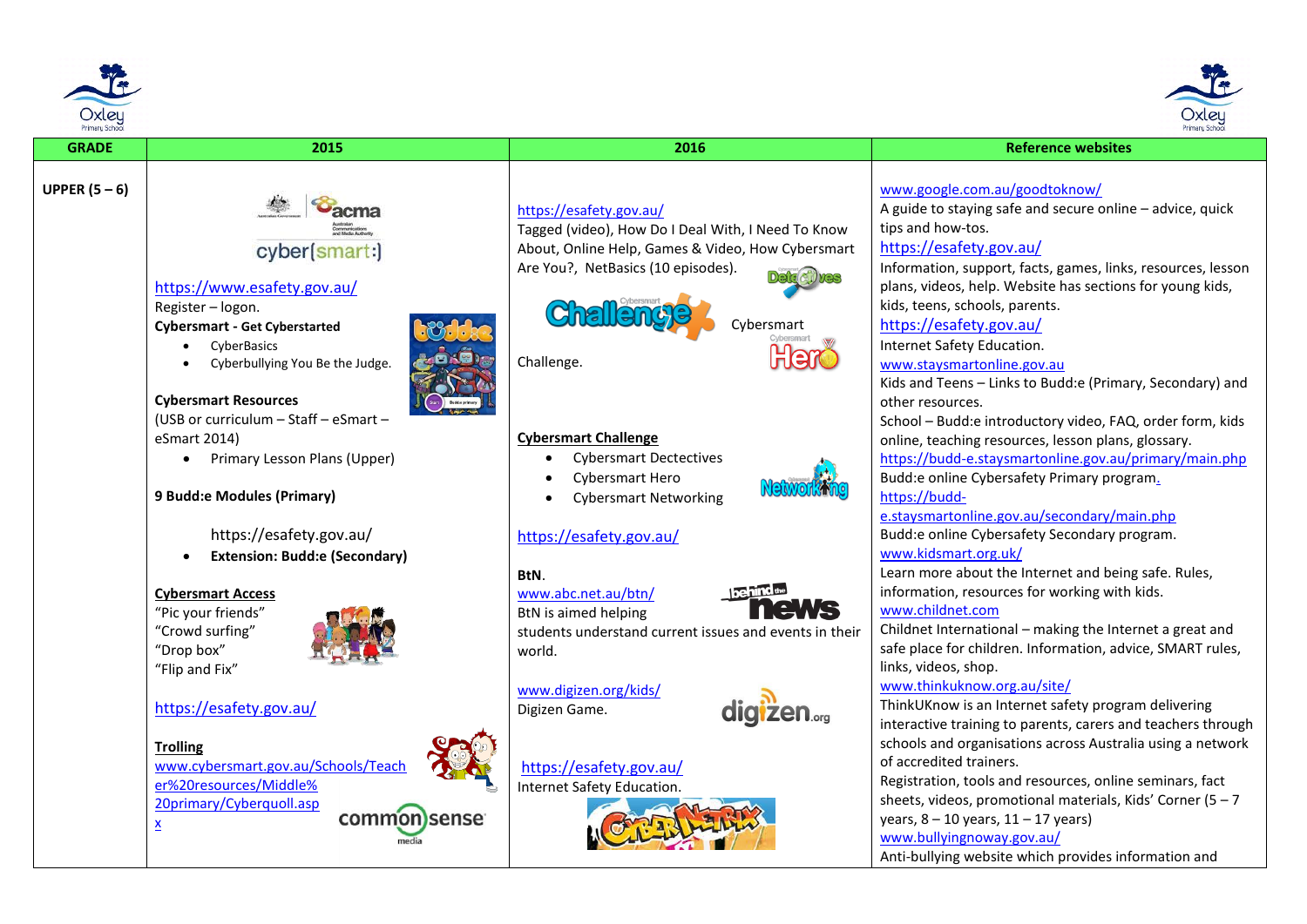| GRADE | 2015 | 2016 | Reference websites |
|---|---|---|---|
| **UPPER (5 – 6)** | cyber(smart:)<br>https://www.esafety.gov.au/<br>Register – logon.<br>**Cybersmart - Get Cybersted**<br>• CyberBasics<br>• Cyberbullying You Be the Judge.<br><br>**Cybersmart Resources**<br>(USB or curriculum – Staff – eSmart – eSmart 2014)<br>• Primary Lesson Plans (Upper)<br><br>**9 Budd:e Modules (Primary)**<br><br>https://esafety.gov.au/<br>• **Extension: Budd:e (Secondary)**<br><br>**Cybersmart Access**<br>“Pic your friends”<br>“Crowd surfing”<br>“Drop box”<br>“Flip and Fix”<br><br>https://esafety.gov.au/<br><br>**Trolling**<br>www.cybersmart.gov.au/Schools/Teacher%20resources/Middle%20primary/Cyberquoll.aspx | https://esafety.gov.au/<br>Tagged (video), How Do I Deal With, I Need To Know About, Online Help, Games & Video, How Cybersmart Are You?, NetBasics (10 episodes).<br>Cybersmart Challenge.<br><br>**Cybersmart Challenge**<br>• Cybersmart Dectectives<br>• Cybersmart Hero<br>• Cybersmart Networking<br><br>https://esafety.gov.au/<br><br>**BtN**.<br>www.abc.net.au/btn/<br>BtN is aimed helping students understand current issues and events in their world.<br><br>www.digizen.org/kids/<br>Digizen Game.<br><br>https://esafety.gov.au/<br>Internet Safety Education. | www.google.com.au/goodtoknow/<br>A guide to staying safe and secure online – advice, quick tips and how-tos.<br>https://esafety.gov.au/<br>Information, support, facts, games, links, resources, lesson plans, videos, help. Website has sections for young kids, kids, teens, schools, parents.<br>https://esafety.gov.au/<br>Internet Safety Education.<br>www.staysmartonline.gov.au<br>Kids and Teens – Links to Budd:e (Primary, Secondary) and other resources.<br>School – Budd:e introductory video, FAQ, order form, kids online, teaching resources, lesson plans, glossary.<br>https://budd-e.staysmartonline.gov.au/primary/main.php<br>Budd:e online Cybersafety Primary program.<br>https://budd-e.staysmartonline.gov.au/secondary/main.php<br>Budd:e online Cybersafety Secondary program.<br>www.kidsmart.org.uk/<br>Learn more about the Internet and being safe. Rules, information, resources for working with kids.<br>www.childnet.com<br>Childnet International – making the Internet a great and safe place for children. Information, advice, SMART rules, links, videos, shop.<br>www.thinkuknow.org.au/site/<br>ThinkUKnow is an Internet safety program delivering interactive training to parents, carers and teachers through schools and organisations across Australia using a network of accredited trainers.<br>Registration, tools and resources, online seminars, fact sheets, videos, promotional materials, Kids’ Corner (5 – 7 years, 8 – 10 years, 11 – 17 years)<br>www.bullyingnoway.gov.au/<br>Anti-bullying website which provides information and |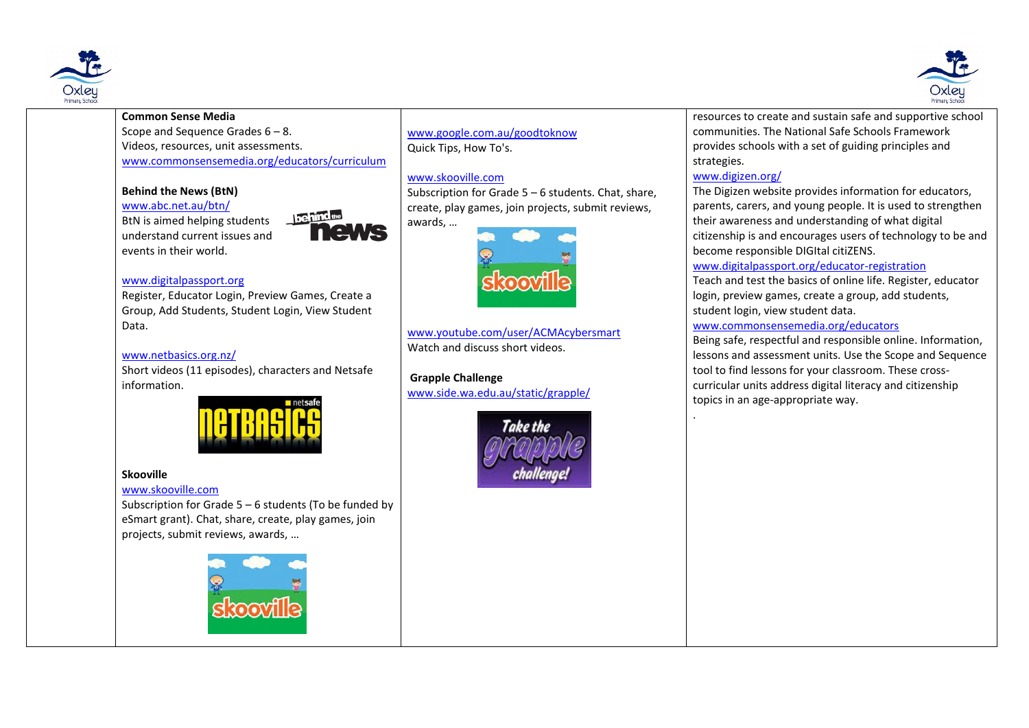**Common Sense Media**

Scope and Sequence Grades 6 – 8.
Videos, resources, unit assessments.
www.commonsensemedia.org/educators/curriculum

**Behind the News (BtN)**

www.abc.net.au/btn/
BtN is aimed helping students understand current issues and events in their world.

www.digitalpassport.org
Register, Educator Login, Preview Games, Create a Group, Add Students, Student Login, View Student Data.

www.netbasics.org.nz/
Short videos (11 episodes), characters and Netsafe information.

**Skooville**

www.skooville.com
Subscription for Grade 5 – 6 students (To be funded by eSmart grant). Chat, share, create, play games, join projects, submit reviews, awards, …

www.google.com.au/goodtoknow
Quick Tips, How To's.

www.skooville.com
Subscription for Grade 5 – 6 students. Chat, share, create, play games, join projects, submit reviews, awards, …

www.youtube.com/user/ACMAcybersmart
Watch and discuss short videos.

**Grapple Challenge**

www.side.wa.edu.au/static/grapple/

resources to create and sustain safe and supportive school communities. The National Safe Schools Framework provides schools with a set of guiding principles and strategies.

www.digizen.org/
The Digizen website provides information for educators, parents, carers, and young people. It is used to strengthen their awareness and understanding of what digital citizenship is and encourages users of technology to be and become responsible DIGItal citiZENS.

www.digitalpassport.org/educator-registration
Teach and test the basics of online life. Register, educator login, preview games, create a group, add students, student login, view student data.

www.commonsensemedia.org/educators
Being safe, respectful and responsible online. Information, lessons and assessment units. Use the Scope and Sequence tool to find lessons for your classroom. These cross-curricular units address digital literacy and citizenship topics in an age-appropriate way.